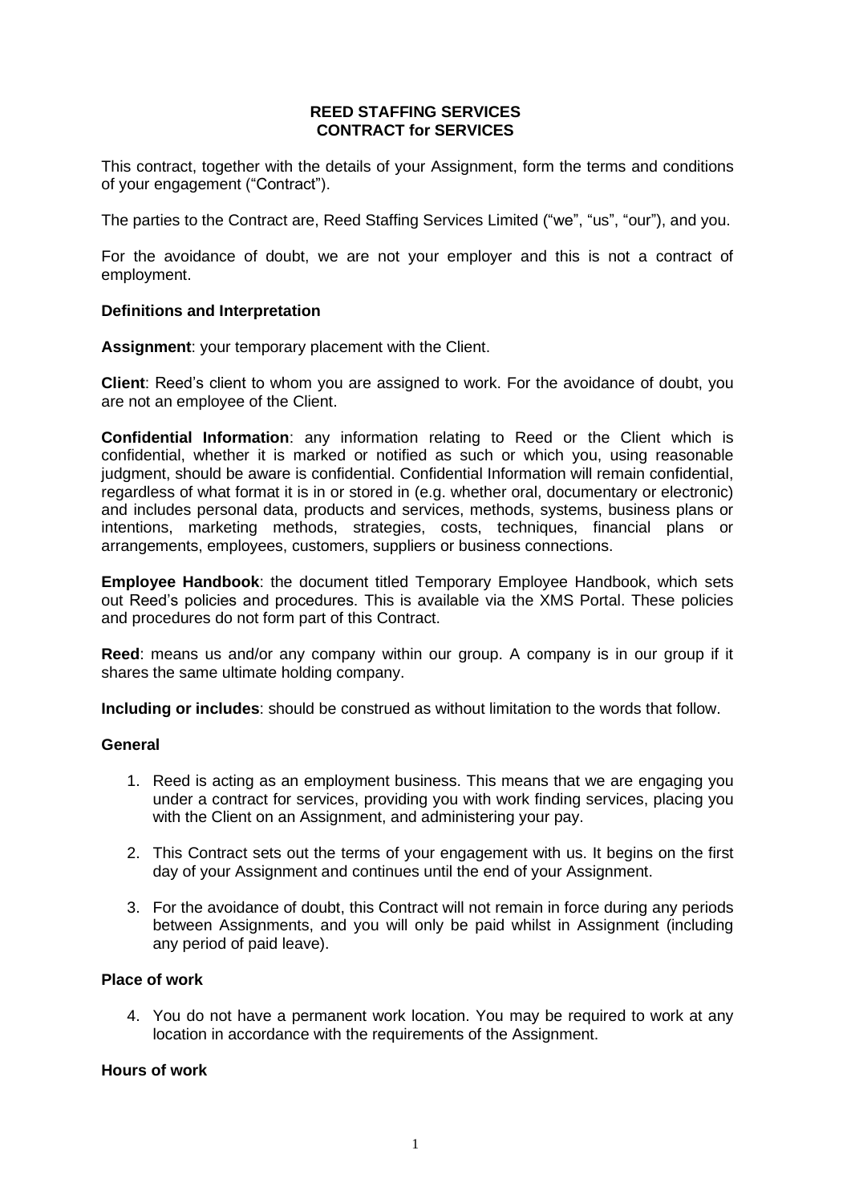**REED STAFFING SERVICES**
**CONTRACT for SERVICES**

This contract, together with the details of your Assignment, form the terms and conditions of your engagement ("Contract").

The parties to the Contract are, Reed Staffing Services Limited ("we", "us", "our"), and you.

For the avoidance of doubt, we are not your employer and this is not a contract of employment.

**Definitions and Interpretation**

**Assignment**: your temporary placement with the Client.

**Client**: Reed's client to whom you are assigned to work. For the avoidance of doubt, you are not an employee of the Client.

**Confidential Information**: any information relating to Reed or the Client which is confidential, whether it is marked or notified as such or which you, using reasonable judgment, should be aware is confidential. Confidential Information will remain confidential, regardless of what format it is in or stored in (e.g. whether oral, documentary or electronic) and includes personal data, products and services, methods, systems, business plans or intentions, marketing methods, strategies, costs, techniques, financial plans or arrangements, employees, customers, suppliers or business connections.

**Employee Handbook**: the document titled Temporary Employee Handbook, which sets out Reed's policies and procedures. This is available via the XMS Portal. These policies and procedures do not form part of this Contract.

**Reed**: means us and/or any company within our group. A company is in our group if it shares the same ultimate holding company.

**Including or includes**: should be construed as without limitation to the words that follow.

**General**

1. Reed is acting as an employment business. This means that we are engaging you under a contract for services, providing you with work finding services, placing you with the Client on an Assignment, and administering your pay.
2. This Contract sets out the terms of your engagement with us. It begins on the first day of your Assignment and continues until the end of your Assignment.
3. For the avoidance of doubt, this Contract will not remain in force during any periods between Assignments, and you will only be paid whilst in Assignment (including any period of paid leave).

**Place of work**

4. You do not have a permanent work location. You may be required to work at any location in accordance with the requirements of the Assignment.

**Hours of work**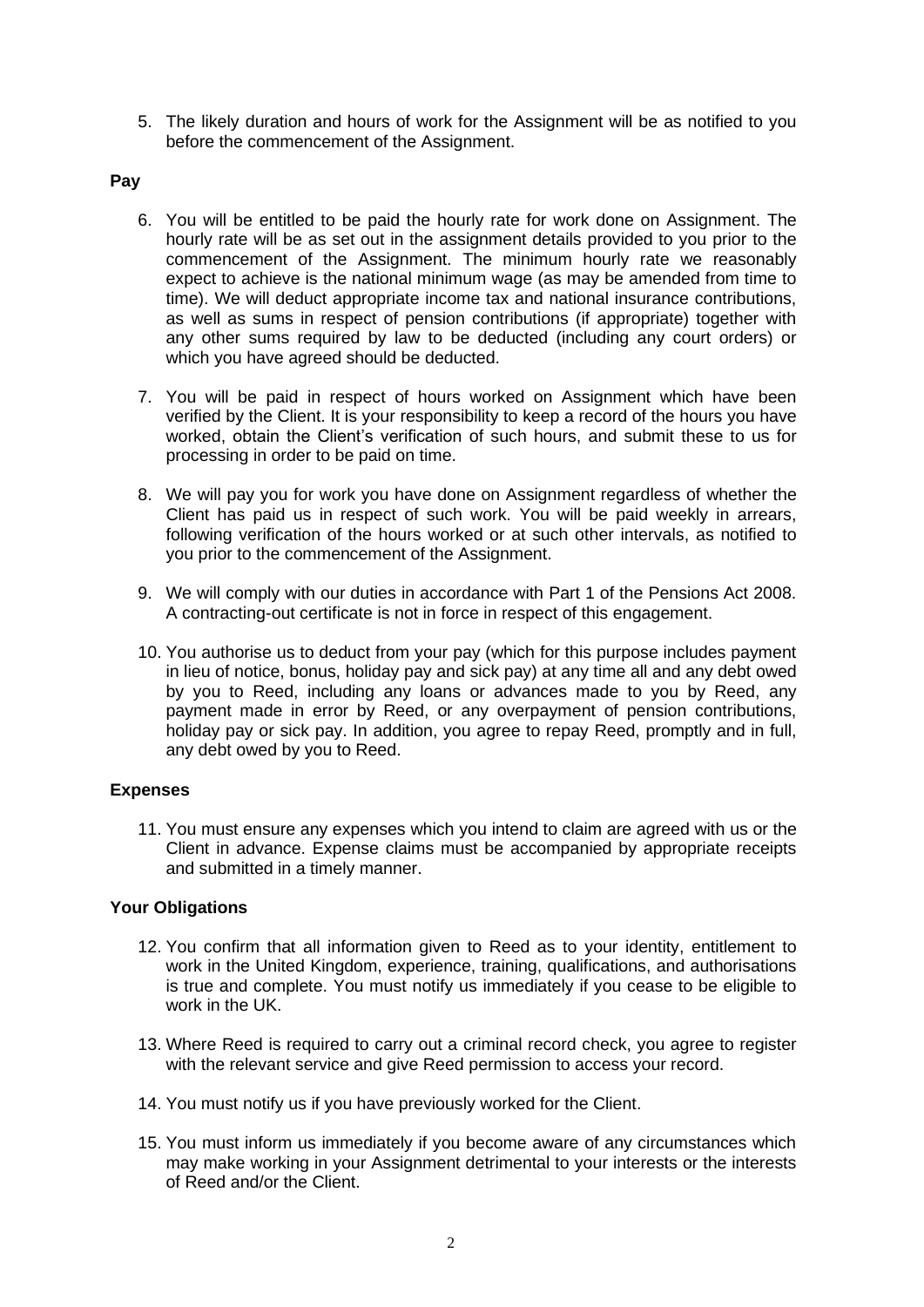5. The likely duration and hours of work for the Assignment will be as notified to you before the commencement of the Assignment.

**Pay**

6. You will be entitled to be paid the hourly rate for work done on Assignment. The hourly rate will be as set out in the assignment details provided to you prior to the commencement of the Assignment. The minimum hourly rate we reasonably expect to achieve is the national minimum wage (as may be amended from time to time). We will deduct appropriate income tax and national insurance contributions, as well as sums in respect of pension contributions (if appropriate) together with any other sums required by law to be deducted (including any court orders) or which you have agreed should be deducted.

7. You will be paid in respect of hours worked on Assignment which have been verified by the Client. It is your responsibility to keep a record of the hours you have worked, obtain the Client's verification of such hours, and submit these to us for processing in order to be paid on time.

8. We will pay you for work you have done on Assignment regardless of whether the Client has paid us in respect of such work. You will be paid weekly in arrears, following verification of the hours worked or at such other intervals, as notified to you prior to the commencement of the Assignment.

9. We will comply with our duties in accordance with Part 1 of the Pensions Act 2008. A contracting-out certificate is not in force in respect of this engagement.

10. You authorise us to deduct from your pay (which for this purpose includes payment in lieu of notice, bonus, holiday pay and sick pay) at any time all and any debt owed by you to Reed, including any loans or advances made to you by Reed, any payment made in error by Reed, or any overpayment of pension contributions, holiday pay or sick pay. In addition, you agree to repay Reed, promptly and in full, any debt owed by you to Reed.

**Expenses**

11. You must ensure any expenses which you intend to claim are agreed with us or the Client in advance. Expense claims must be accompanied by appropriate receipts and submitted in a timely manner.

**Your Obligations**

12. You confirm that all information given to Reed as to your identity, entitlement to work in the United Kingdom, experience, training, qualifications, and authorisations is true and complete. You must notify us immediately if you cease to be eligible to work in the UK.

13. Where Reed is required to carry out a criminal record check, you agree to register with the relevant service and give Reed permission to access your record.

14. You must notify us if you have previously worked for the Client.

15. You must inform us immediately if you become aware of any circumstances which may make working in your Assignment detrimental to your interests or the interests of Reed and/or the Client.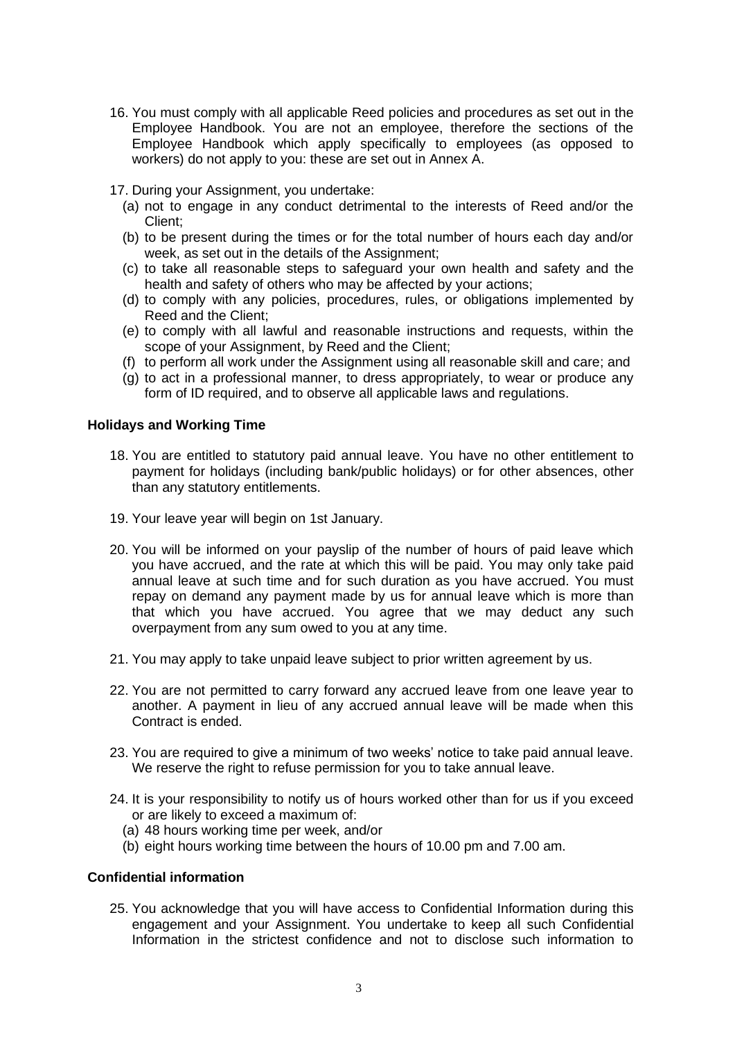16. You must comply with all applicable Reed policies and procedures as set out in the Employee Handbook. You are not an employee, therefore the sections of the Employee Handbook which apply specifically to employees (as opposed to workers) do not apply to you: these are set out in Annex A.

17. During your Assignment, you undertake:
    (a) not to engage in any conduct detrimental to the interests of Reed and/or the Client;
    (b) to be present during the times or for the total number of hours each day and/or week, as set out in the details of the Assignment;
    (c) to take all reasonable steps to safeguard your own health and safety and the health and safety of others who may be affected by your actions;
    (d) to comply with any policies, procedures, rules, or obligations implemented by Reed and the Client;
    (e) to comply with all lawful and reasonable instructions and requests, within the scope of your Assignment, by Reed and the Client;
    (f) to perform all work under the Assignment using all reasonable skill and care; and
    (g) to act in a professional manner, to dress appropriately, to wear or produce any form of ID required, and to observe all applicable laws and regulations.

**Holidays and Working Time**

18. You are entitled to statutory paid annual leave. You have no other entitlement to payment for holidays (including bank/public holidays) or for other absences, other than any statutory entitlements.

19. Your leave year will begin on 1st January.

20. You will be informed on your payslip of the number of hours of paid leave which you have accrued, and the rate at which this will be paid. You may only take paid annual leave at such time and for such duration as you have accrued. You must repay on demand any payment made by us for annual leave which is more than that which you have accrued. You agree that we may deduct any such overpayment from any sum owed to you at any time.

21. You may apply to take unpaid leave subject to prior written agreement by us.

22. You are not permitted to carry forward any accrued leave from one leave year to another. A payment in lieu of any accrued annual leave will be made when this Contract is ended.

23. You are required to give a minimum of two weeks' notice to take paid annual leave. We reserve the right to refuse permission for you to take annual leave.

24. It is your responsibility to notify us of hours worked other than for us if you exceed or are likely to exceed a maximum of:
    (a) 48 hours working time per week, and/or
    (b) eight hours working time between the hours of 10.00 pm and 7.00 am.

**Confidential information**

25. You acknowledge that you will have access to Confidential Information during this engagement and your Assignment. You undertake to keep all such Confidential Information in the strictest confidence and not to disclose such information to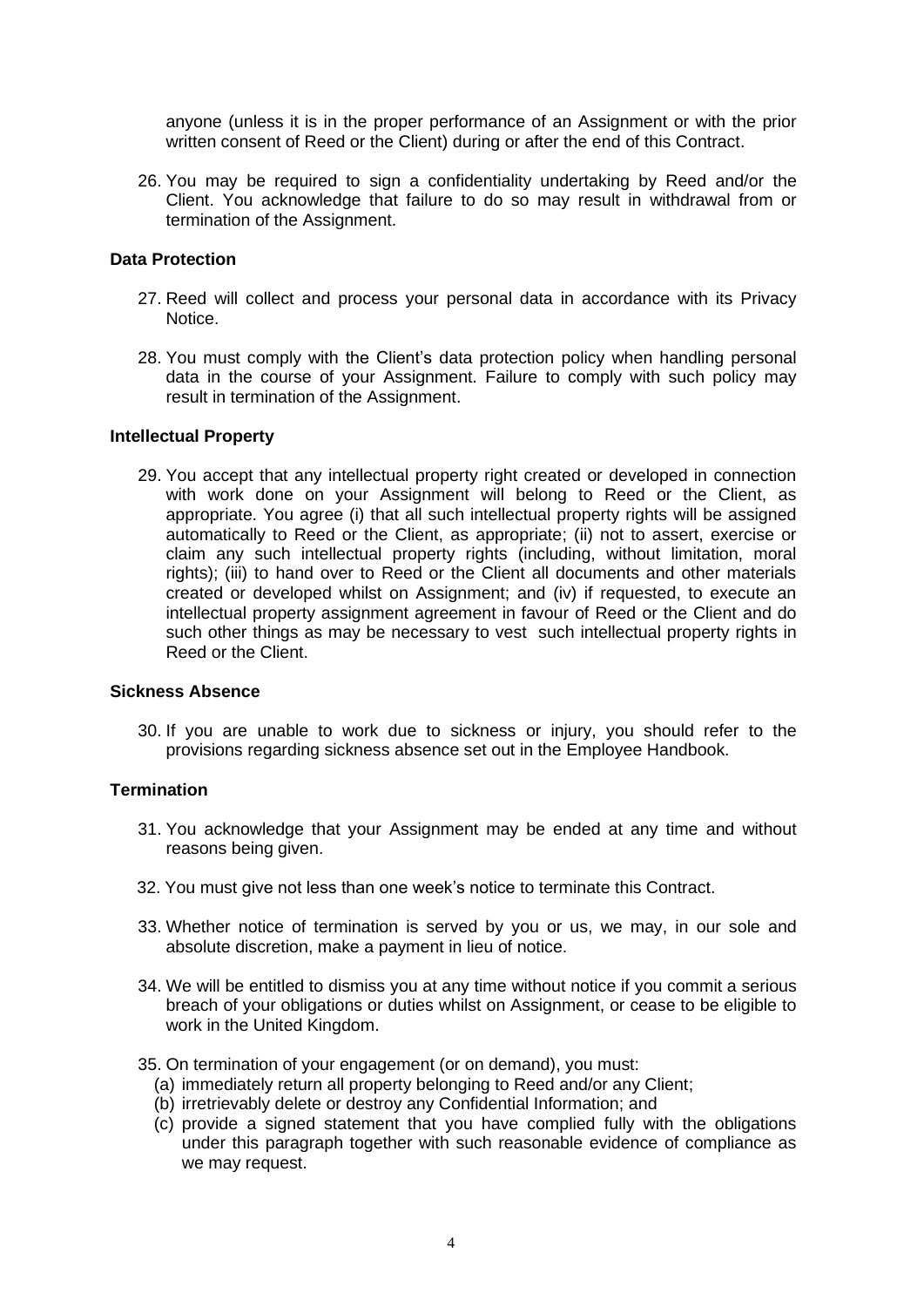anyone (unless it is in the proper performance of an Assignment or with the prior written consent of Reed or the Client) during or after the end of this Contract.

26. You may be required to sign a confidentiality undertaking by Reed and/or the Client. You acknowledge that failure to do so may result in withdrawal from or termination of the Assignment.

**Data Protection**

27. Reed will collect and process your personal data in accordance with its Privacy Notice.

28. You must comply with the Client's data protection policy when handling personal data in the course of your Assignment. Failure to comply with such policy may result in termination of the Assignment.

**Intellectual Property**

29. You accept that any intellectual property right created or developed in connection with work done on your Assignment will belong to Reed or the Client, as appropriate. You agree (i) that all such intellectual property rights will be assigned automatically to Reed or the Client, as appropriate; (ii) not to assert, exercise or claim any such intellectual property rights (including, without limitation, moral rights); (iii) to hand over to Reed or the Client all documents and other materials created or developed whilst on Assignment; and (iv) if requested, to execute an intellectual property assignment agreement in favour of Reed or the Client and do such other things as may be necessary to vest such intellectual property rights in Reed or the Client.

**Sickness Absence**

30. If you are unable to work due to sickness or injury, you should refer to the provisions regarding sickness absence set out in the Employee Handbook.

**Termination**

31. You acknowledge that your Assignment may be ended at any time and without reasons being given.

32. You must give not less than one week's notice to terminate this Contract.

33. Whether notice of termination is served by you or us, we may, in our sole and absolute discretion, make a payment in lieu of notice.

34. We will be entitled to dismiss you at any time without notice if you commit a serious breach of your obligations or duties whilst on Assignment, or cease to be eligible to work in the United Kingdom.

35. On termination of your engagement (or on demand), you must:
    (a) immediately return all property belonging to Reed and/or any Client;
    (b) irretrievably delete or destroy any Confidential Information; and
    (c) provide a signed statement that you have complied fully with the obligations under this paragraph together with such reasonable evidence of compliance as we may request.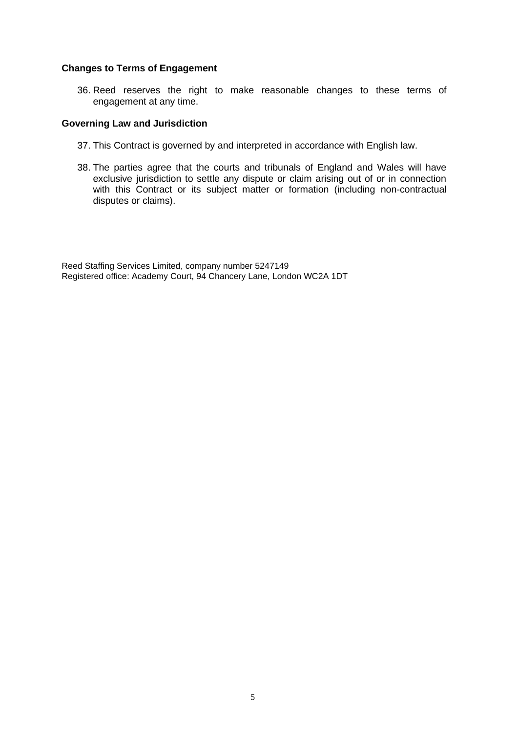**Changes to Terms of Engagement**

36. Reed reserves the right to make reasonable changes to these terms of engagement at any time.

**Governing Law and Jurisdiction**

37. This Contract is governed by and interpreted in accordance with English law.

38. The parties agree that the courts and tribunals of England and Wales will have exclusive jurisdiction to settle any dispute or claim arising out of or in connection with this Contract or its subject matter or formation (including non-contractual disputes or claims).

Reed Staffing Services Limited, company number 5247149
Registered office: Academy Court, 94 Chancery Lane, London WC2A 1DT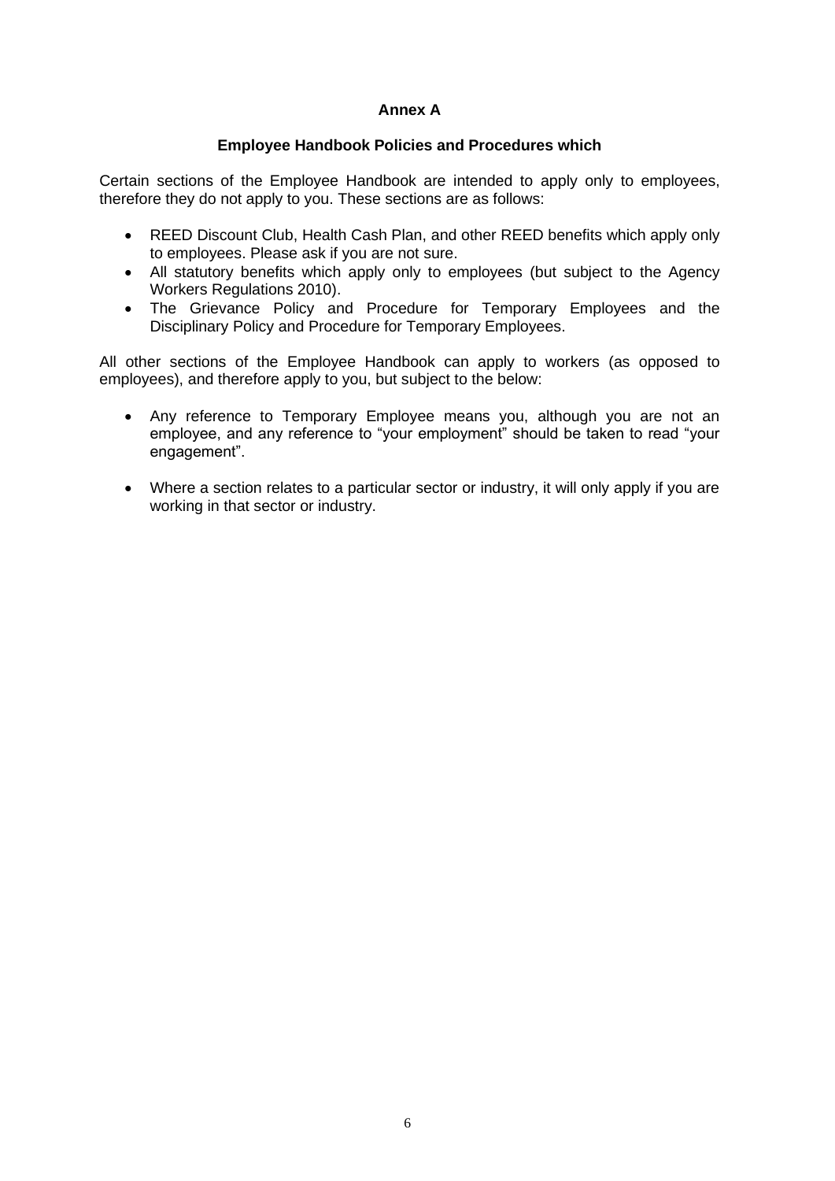# Annex A

## Employee Handbook Policies and Procedures which

Certain sections of the Employee Handbook are intended to apply only to employees, therefore they do not apply to you. These sections are as follows:

- REED Discount Club, Health Cash Plan, and other REED benefits which apply only to employees. Please ask if you are not sure.
- All statutory benefits which apply only to employees (but subject to the Agency Workers Regulations 2010).
- The Grievance Policy and Procedure for Temporary Employees and the Disciplinary Policy and Procedure for Temporary Employees.

All other sections of the Employee Handbook can apply to workers (as opposed to employees), and therefore apply to you, but subject to the below:

- Any reference to Temporary Employee means you, although you are not an employee, and any reference to "your employment" should be taken to read "your engagement".

- Where a section relates to a particular sector or industry, it will only apply if you are working in that sector or industry.